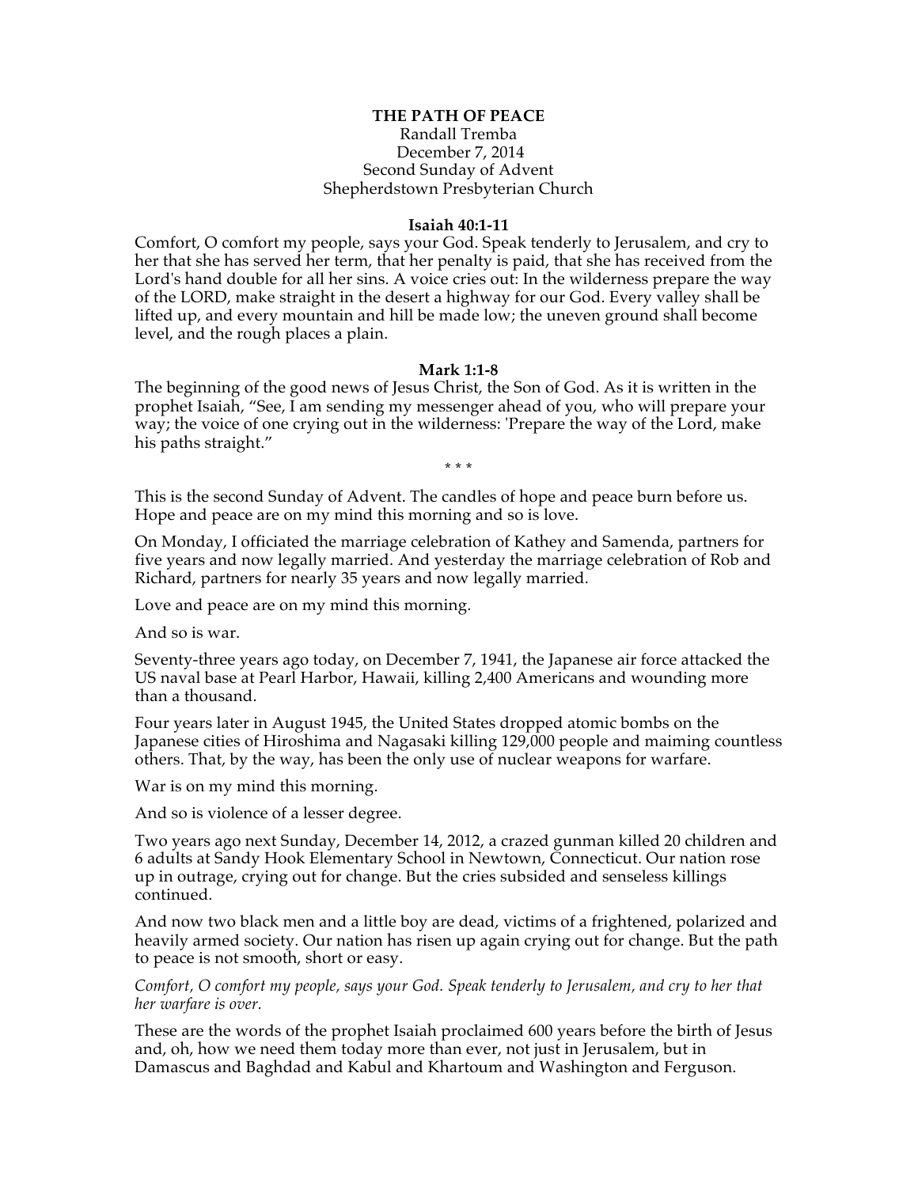# THE PATH OF PEACE

Randall Tremba
December 7, 2014
Second Sunday of Advent
Shepherdstown Presbyterian Church

**Isaiah 40:1-11**

Comfort, O comfort my people, says your God. Speak tenderly to Jerusalem, and cry to her that she has served her term, that her penalty is paid, that she has received from the Lord's hand double for all her sins. A voice cries out: In the wilderness prepare the way of the LORD, make straight in the desert a highway for our God. Every valley shall be lifted up, and every mountain and hill be made low; the uneven ground shall become level, and the rough places a plain.

**Mark 1:1-8**

The beginning of the good news of Jesus Christ, the Son of God. As it is written in the prophet Isaiah, "See, I am sending my messenger ahead of you, who will prepare your way; the voice of one crying out in the wilderness: 'Prepare the way of the Lord, make his paths straight."

\* \* \*

This is the second Sunday of Advent. The candles of hope and peace burn before us. Hope and peace are on my mind this morning and so is love.

On Monday, I officiated the marriage celebration of Kathey and Samenda, partners for five years and now legally married. And yesterday the marriage celebration of Rob and Richard, partners for nearly 35 years and now legally married.

Love and peace are on my mind this morning.

And so is war.

Seventy-three years ago today, on December 7, 1941, the Japanese air force attacked the US naval base at Pearl Harbor, Hawaii, killing 2,400 Americans and wounding more than a thousand.

Four years later in August 1945, the United States dropped atomic bombs on the Japanese cities of Hiroshima and Nagasaki killing 129,000 people and maiming countless others. That, by the way, has been the only use of nuclear weapons for warfare.

War is on my mind this morning.

And so is violence of a lesser degree.

Two years ago next Sunday, December 14, 2012, a crazed gunman killed 20 children and 6 adults at Sandy Hook Elementary School in Newtown, Connecticut. Our nation rose up in outrage, crying out for change. But the cries subsided and senseless killings continued.

And now two black men and a little boy are dead, victims of a frightened, polarized and heavily armed society. Our nation has risen up again crying out for change. But the path to peace is not smooth, short or easy.

*Comfort, O comfort my people, says your God. Speak tenderly to Jerusalem, and cry to her that her warfare is over.*

These are the words of the prophet Isaiah proclaimed 600 years before the birth of Jesus and, oh, how we need them today more than ever, not just in Jerusalem, but in Damascus and Baghdad and Kabul and Khartoum and Washington and Ferguson.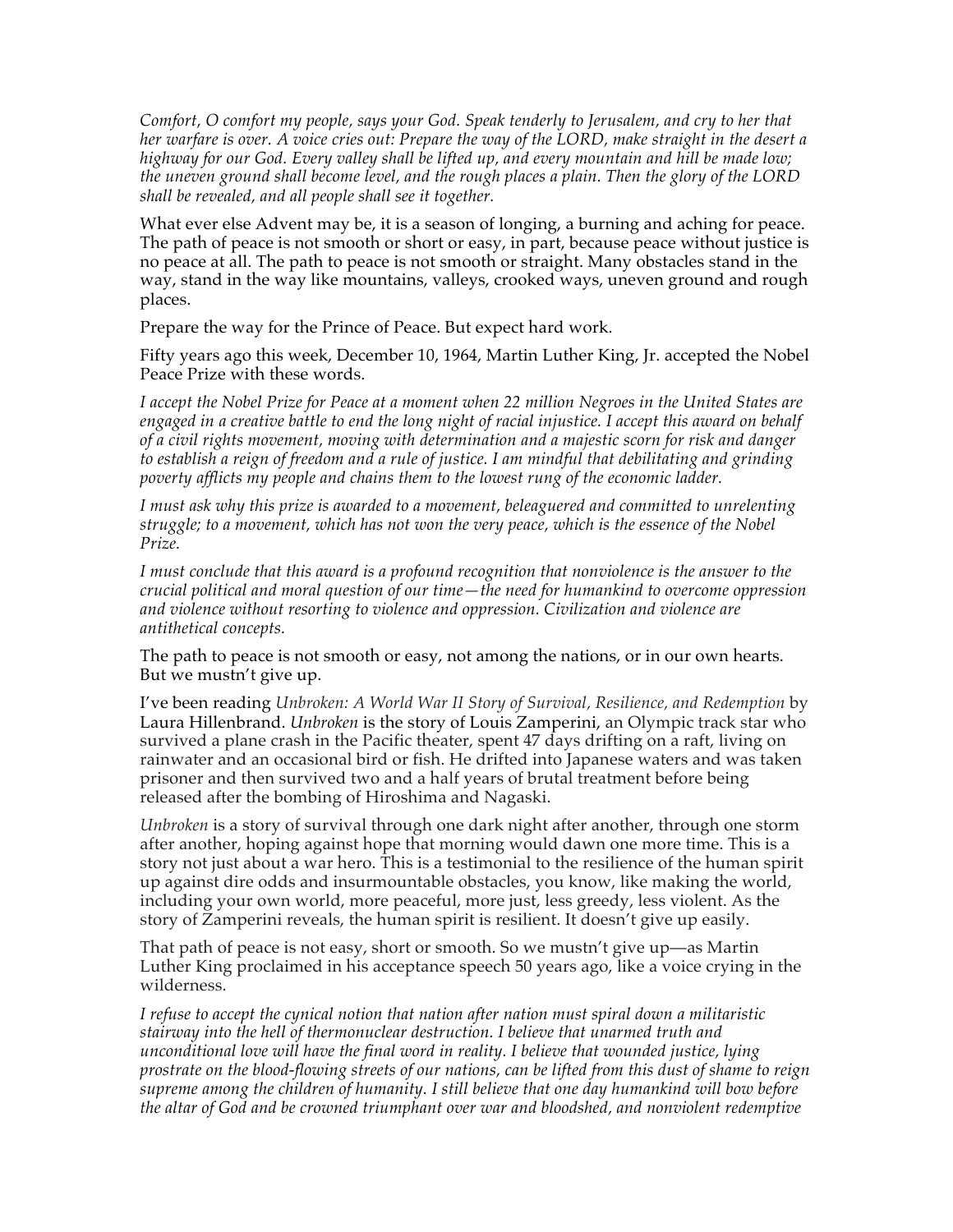*Comfort, O comfort my people, says your God. Speak tenderly to Jerusalem, and cry to her that her warfare is over. A voice cries out: Prepare the way of the LORD, make straight in the desert a highway for our God. Every valley shall be lifted up, and every mountain and hill be made low; the uneven ground shall become level, and the rough places a plain. Then the glory of the LORD shall be revealed, and all people shall see it together.*

What ever else Advent may be, it is a season of longing, a burning and aching for peace. The path of peace is not smooth or short or easy, in part, because peace without justice is no peace at all. The path to peace is not smooth or straight. Many obstacles stand in the way, stand in the way like mountains, valleys, crooked ways, uneven ground and rough places.

Prepare the way for the Prince of Peace. But expect hard work.

Fifty years ago this week, December 10, 1964, Martin Luther King, Jr. accepted the Nobel Peace Prize with these words.

*I accept the Nobel Prize for Peace at a moment when 22 million Negroes in the United States are engaged in a creative battle to end the long night of racial injustice. I accept this award on behalf of a civil rights movement, moving with determination and a majestic scorn for risk and danger to establish a reign of freedom and a rule of justice. I am mindful that debilitating and grinding poverty afflicts my people and chains them to the lowest rung of the economic ladder.*

*I must ask why this prize is awarded to a movement, beleaguered and committed to unrelenting struggle; to a movement, which has not won the very peace, which is the essence of the Nobel Prize.*

*I must conclude that this award is a profound recognition that nonviolence is the answer to the crucial political and moral question of our time—the need for humankind to overcome oppression and violence without resorting to violence and oppression. Civilization and violence are antithetical concepts.*

The path to peace is not smooth or easy, not among the nations, or in our own hearts. But we mustn't give up.

I've been reading *Unbroken: A World War II Story of Survival, Resilience, and Redemption* by Laura Hillenbrand. *Unbroken* is the story of Louis Zamperini, an Olympic track star who survived a plane crash in the Pacific theater, spent 47 days drifting on a raft, living on rainwater and an occasional bird or fish. He drifted into Japanese waters and was taken prisoner and then survived two and a half years of brutal treatment before being released after the bombing of Hiroshima and Nagaski.

*Unbroken* is a story of survival through one dark night after another, through one storm after another, hoping against hope that morning would dawn one more time. This is a story not just about a war hero. This is a testimonial to the resilience of the human spirit up against dire odds and insurmountable obstacles, you know, like making the world, including your own world, more peaceful, more just, less greedy, less violent. As the story of Zamperini reveals, the human spirit is resilient. It doesn't give up easily.

That path of peace is not easy, short or smooth. So we mustn't give up—as Martin Luther King proclaimed in his acceptance speech 50 years ago, like a voice crying in the wilderness.

*I refuse to accept the cynical notion that nation after nation must spiral down a militaristic stairway into the hell of thermonuclear destruction. I believe that unarmed truth and unconditional love will have the final word in reality. I believe that wounded justice, lying prostrate on the blood-flowing streets of our nations, can be lifted from this dust of shame to reign supreme among the children of humanity. I still believe that one day humankind will bow before the altar of God and be crowned triumphant over war and bloodshed, and nonviolent redemptive*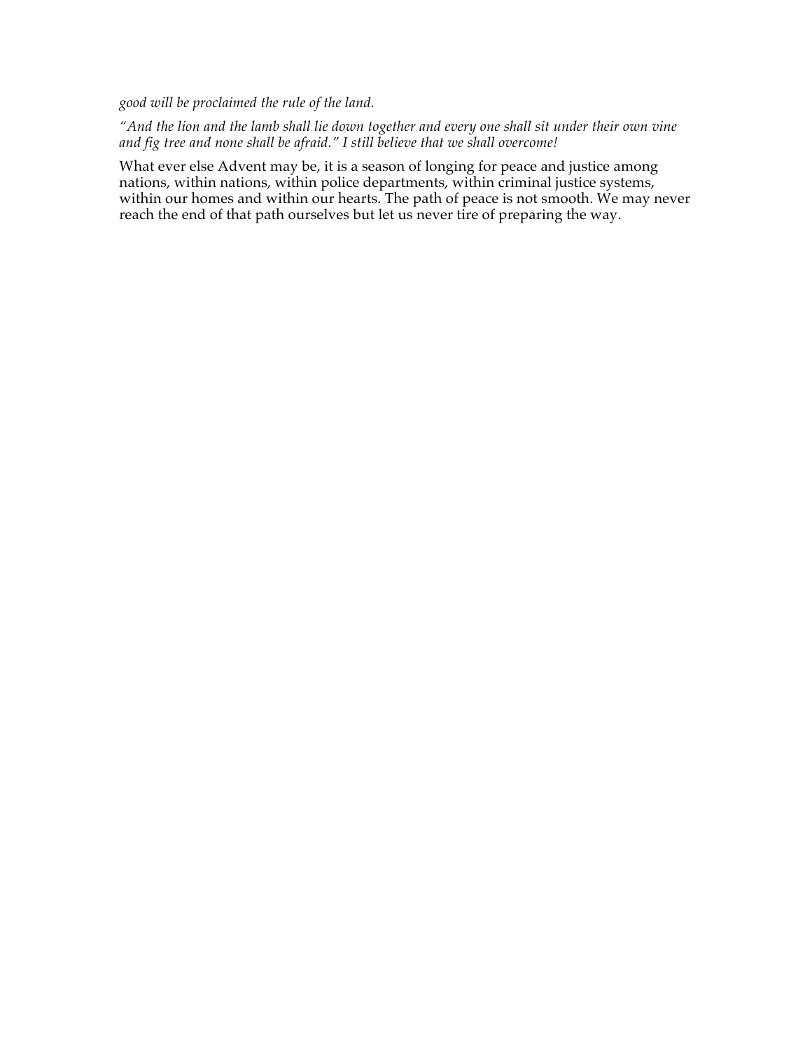*good will be proclaimed the rule of the land.*

*"And the lion and the lamb shall lie down together and every one shall sit under their own vine and fig tree and none shall be afraid." I still believe that we shall overcome!*

What ever else Advent may be, it is a season of longing for peace and justice among nations, within nations, within police departments, within criminal justice systems, within our homes and within our hearts. The path of peace is not smooth. We may never reach the end of that path ourselves but let us never tire of preparing the way.